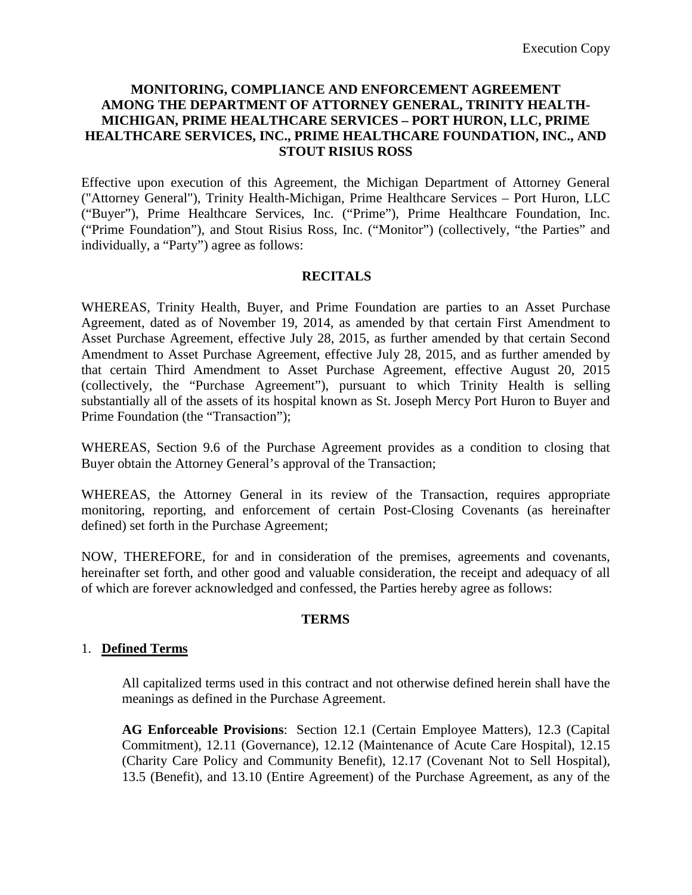Execution Copy

# MONITORING, COMPLIANCE AND ENFORCEMENT AGREEMENT AMONG THE DEPARTMENT OF ATTORNEY GENERAL, TRINITY HEALTH-MICHIGAN, PRIME HEALTHCARE SERVICES – PORT HURON, LLC, PRIME HEALTHCARE SERVICES, INC., PRIME HEALTHCARE FOUNDATION, INC., AND STOUT RISIUS ROSS

Effective upon execution of this Agreement, the Michigan Department of Attorney General ("Attorney General"), Trinity Health-Michigan, Prime Healthcare Services – Port Huron, LLC ("Buyer"), Prime Healthcare Services, Inc. ("Prime"), Prime Healthcare Foundation, Inc. ("Prime Foundation"), and Stout Risius Ross, Inc. ("Monitor") (collectively, "the Parties" and individually, a "Party") agree as follows:

## RECITALS

WHEREAS, Trinity Health, Buyer, and Prime Foundation are parties to an Asset Purchase Agreement, dated as of November 19, 2014, as amended by that certain First Amendment to Asset Purchase Agreement, effective July 28, 2015, as further amended by that certain Second Amendment to Asset Purchase Agreement, effective July 28, 2015, and as further amended by that certain Third Amendment to Asset Purchase Agreement, effective August 20, 2015 (collectively, the "Purchase Agreement"), pursuant to which Trinity Health is selling substantially all of the assets of its hospital known as St. Joseph Mercy Port Huron to Buyer and Prime Foundation (the "Transaction");

WHEREAS, Section 9.6 of the Purchase Agreement provides as a condition to closing that Buyer obtain the Attorney General's approval of the Transaction;

WHEREAS, the Attorney General in its review of the Transaction, requires appropriate monitoring, reporting, and enforcement of certain Post-Closing Covenants (as hereinafter defined) set forth in the Purchase Agreement;

NOW, THEREFORE, for and in consideration of the premises, agreements and covenants, hereinafter set forth, and other good and valuable consideration, the receipt and adequacy of all of which are forever acknowledged and confessed, the Parties hereby agree as follows:

## TERMS

1. **Defined Terms**

   All capitalized terms used in this contract and not otherwise defined herein shall have the meanings as defined in the Purchase Agreement.

   **AG Enforceable Provisions**: Section 12.1 (Certain Employee Matters), 12.3 (Capital Commitment), 12.11 (Governance), 12.12 (Maintenance of Acute Care Hospital), 12.15 (Charity Care Policy and Community Benefit), 12.17 (Covenant Not to Sell Hospital), 13.5 (Benefit), and 13.10 (Entire Agreement) of the Purchase Agreement, as any of the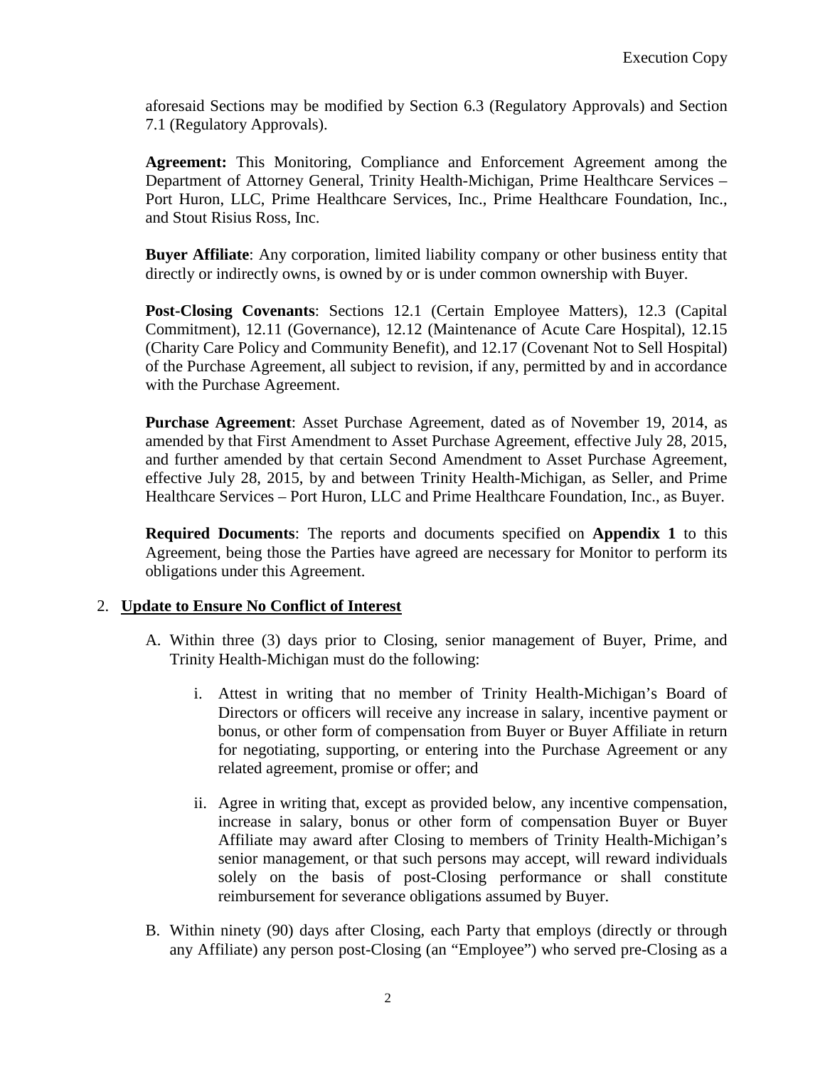aforesaid Sections may be modified by Section 6.3 (Regulatory Approvals) and Section 7.1 (Regulatory Approvals).

**Agreement:** This Monitoring, Compliance and Enforcement Agreement among the Department of Attorney General, Trinity Health-Michigan, Prime Healthcare Services – Port Huron, LLC, Prime Healthcare Services, Inc., Prime Healthcare Foundation, Inc., and Stout Risius Ross, Inc.

**Buyer Affiliate**: Any corporation, limited liability company or other business entity that directly or indirectly owns, is owned by or is under common ownership with Buyer.

**Post-Closing Covenants**: Sections 12.1 (Certain Employee Matters), 12.3 (Capital Commitment), 12.11 (Governance), 12.12 (Maintenance of Acute Care Hospital), 12.15 (Charity Care Policy and Community Benefit), and 12.17 (Covenant Not to Sell Hospital) of the Purchase Agreement, all subject to revision, if any, permitted by and in accordance with the Purchase Agreement.

**Purchase Agreement**: Asset Purchase Agreement, dated as of November 19, 2014, as amended by that First Amendment to Asset Purchase Agreement, effective July 28, 2015, and further amended by that certain Second Amendment to Asset Purchase Agreement, effective July 28, 2015, by and between Trinity Health-Michigan, as Seller, and Prime Healthcare Services – Port Huron, LLC and Prime Healthcare Foundation, Inc., as Buyer.

**Required Documents**: The reports and documents specified on **Appendix 1** to this Agreement, being those the Parties have agreed are necessary for Monitor to perform its obligations under this Agreement.

2. **Update to Ensure No Conflict of Interest**

   A. Within three (3) days prior to Closing, senior management of Buyer, Prime, and Trinity Health-Michigan must do the following:

      i. Attest in writing that no member of Trinity Health-Michigan's Board of Directors or officers will receive any increase in salary, incentive payment or bonus, or other form of compensation from Buyer or Buyer Affiliate in return for negotiating, supporting, or entering into the Purchase Agreement or any related agreement, promise or offer; and

      ii. Agree in writing that, except as provided below, any incentive compensation, increase in salary, bonus or other form of compensation Buyer or Buyer Affiliate may award after Closing to members of Trinity Health-Michigan's senior management, or that such persons may accept, will reward individuals solely on the basis of post-Closing performance or shall constitute reimbursement for severance obligations assumed by Buyer.

   B. Within ninety (90) days after Closing, each Party that employs (directly or through any Affiliate) any person post-Closing (an "Employee") who served pre-Closing as a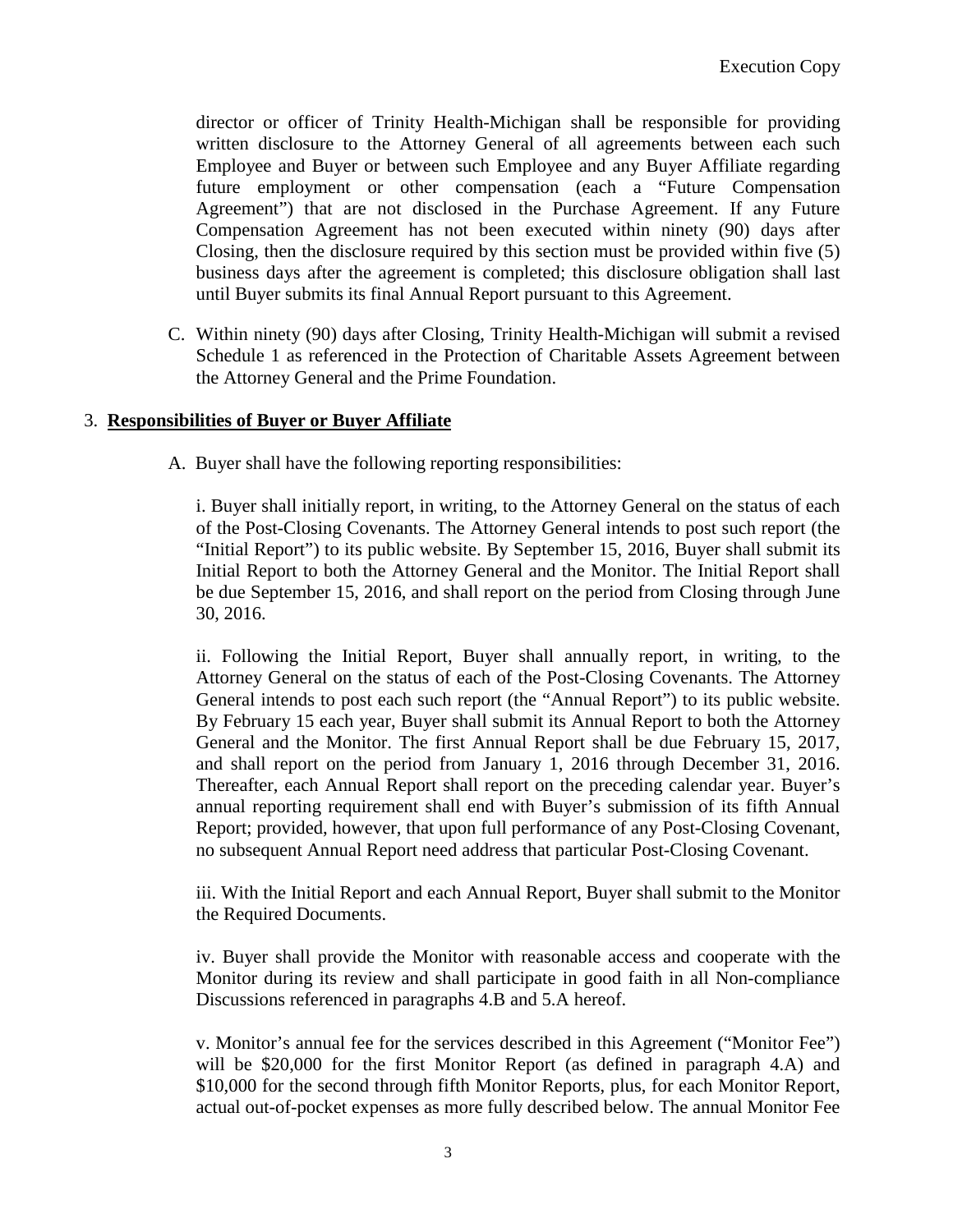director or officer of Trinity Health-Michigan shall be responsible for providing written disclosure to the Attorney General of all agreements between each such Employee and Buyer or between such Employee and any Buyer Affiliate regarding future employment or other compensation (each a "Future Compensation Agreement") that are not disclosed in the Purchase Agreement. If any Future Compensation Agreement has not been executed within ninety (90) days after Closing, then the disclosure required by this section must be provided within five (5) business days after the agreement is completed; this disclosure obligation shall last until Buyer submits its final Annual Report pursuant to this Agreement.

C. Within ninety (90) days after Closing, Trinity Health-Michigan will submit a revised Schedule 1 as referenced in the Protection of Charitable Assets Agreement between the Attorney General and the Prime Foundation.

3. **Responsibilities of Buyer or Buyer Affiliate**

A. Buyer shall have the following reporting responsibilities:

i. Buyer shall initially report, in writing, to the Attorney General on the status of each of the Post-Closing Covenants. The Attorney General intends to post such report (the "Initial Report") to its public website. By September 15, 2016, Buyer shall submit its Initial Report to both the Attorney General and the Monitor. The Initial Report shall be due September 15, 2016, and shall report on the period from Closing through June 30, 2016.

ii. Following the Initial Report, Buyer shall annually report, in writing, to the Attorney General on the status of each of the Post-Closing Covenants. The Attorney General intends to post each such report (the "Annual Report") to its public website. By February 15 each year, Buyer shall submit its Annual Report to both the Attorney General and the Monitor. The first Annual Report shall be due February 15, 2017, and shall report on the period from January 1, 2016 through December 31, 2016. Thereafter, each Annual Report shall report on the preceding calendar year. Buyer's annual reporting requirement shall end with Buyer's submission of its fifth Annual Report; provided, however, that upon full performance of any Post-Closing Covenant, no subsequent Annual Report need address that particular Post-Closing Covenant.

iii. With the Initial Report and each Annual Report, Buyer shall submit to the Monitor the Required Documents.

iv. Buyer shall provide the Monitor with reasonable access and cooperate with the Monitor during its review and shall participate in good faith in all Non-compliance Discussions referenced in paragraphs 4.B and 5.A hereof.

v. Monitor's annual fee for the services described in this Agreement ("Monitor Fee") will be $20,000 for the first Monitor Report (as defined in paragraph 4.A) and $10,000 for the second through fifth Monitor Reports, plus, for each Monitor Report, actual out-of-pocket expenses as more fully described below. The annual Monitor Fee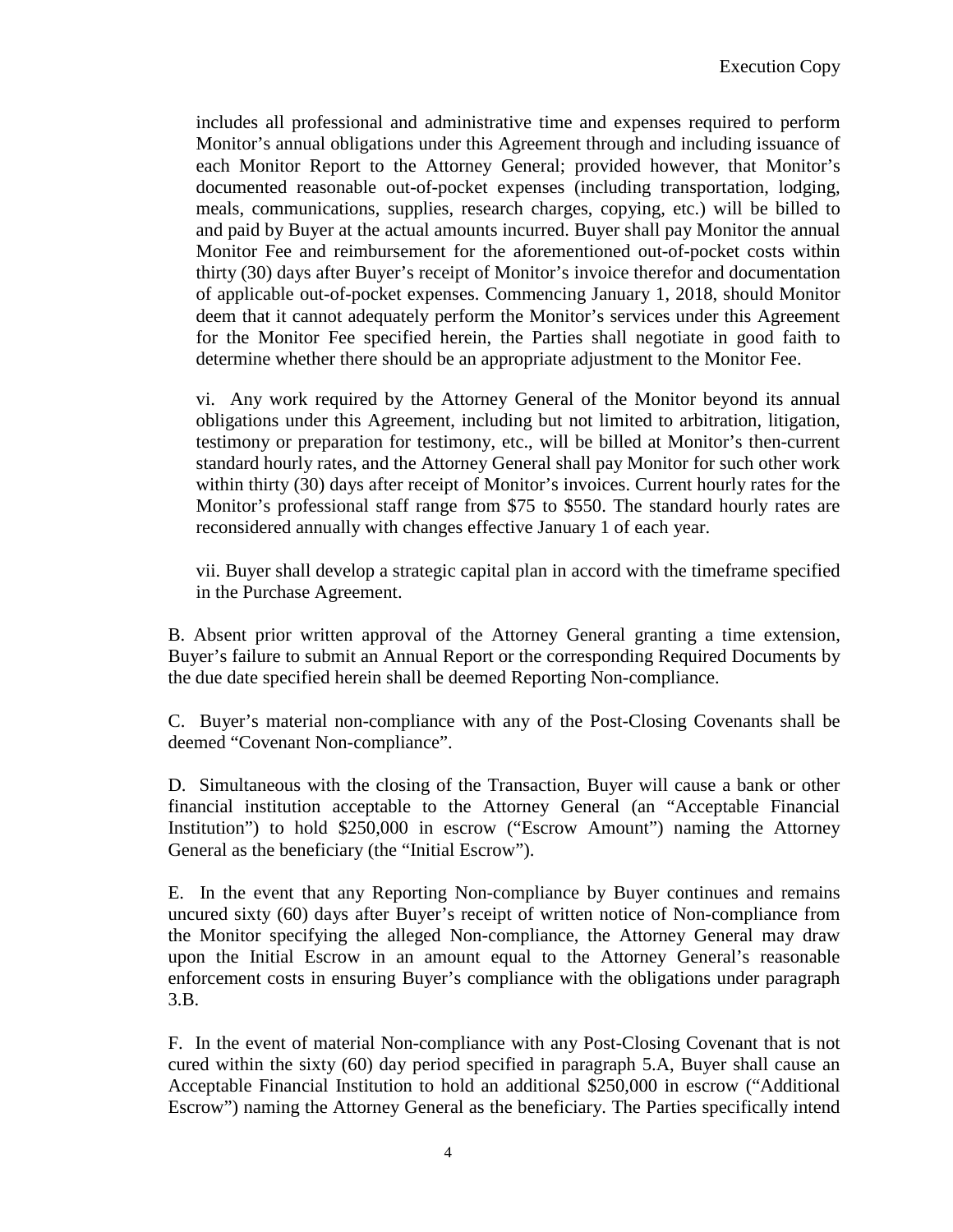includes all professional and administrative time and expenses required to perform Monitor's annual obligations under this Agreement through and including issuance of each Monitor Report to the Attorney General; provided however, that Monitor's documented reasonable out-of-pocket expenses (including transportation, lodging, meals, communications, supplies, research charges, copying, etc.) will be billed to and paid by Buyer at the actual amounts incurred. Buyer shall pay Monitor the annual Monitor Fee and reimbursement for the aforementioned out-of-pocket costs within thirty (30) days after Buyer's receipt of Monitor's invoice therefor and documentation of applicable out-of-pocket expenses. Commencing January 1, 2018, should Monitor deem that it cannot adequately perform the Monitor's services under this Agreement for the Monitor Fee specified herein, the Parties shall negotiate in good faith to determine whether there should be an appropriate adjustment to the Monitor Fee.

vi. Any work required by the Attorney General of the Monitor beyond its annual obligations under this Agreement, including but not limited to arbitration, litigation, testimony or preparation for testimony, etc., will be billed at Monitor's then-current standard hourly rates, and the Attorney General shall pay Monitor for such other work within thirty (30) days after receipt of Monitor's invoices. Current hourly rates for the Monitor's professional staff range from $75 to $550. The standard hourly rates are reconsidered annually with changes effective January 1 of each year.

vii. Buyer shall develop a strategic capital plan in accord with the timeframe specified in the Purchase Agreement.

B. Absent prior written approval of the Attorney General granting a time extension, Buyer's failure to submit an Annual Report or the corresponding Required Documents by the due date specified herein shall be deemed Reporting Non-compliance.

C. Buyer's material non-compliance with any of the Post-Closing Covenants shall be deemed "Covenant Non-compliance".

D. Simultaneous with the closing of the Transaction, Buyer will cause a bank or other financial institution acceptable to the Attorney General (an "Acceptable Financial Institution") to hold $250,000 in escrow ("Escrow Amount") naming the Attorney General as the beneficiary (the "Initial Escrow").

E. In the event that any Reporting Non-compliance by Buyer continues and remains uncured sixty (60) days after Buyer's receipt of written notice of Non-compliance from the Monitor specifying the alleged Non-compliance, the Attorney General may draw upon the Initial Escrow in an amount equal to the Attorney General's reasonable enforcement costs in ensuring Buyer's compliance with the obligations under paragraph 3.B.

F. In the event of material Non-compliance with any Post-Closing Covenant that is not cured within the sixty (60) day period specified in paragraph 5.A, Buyer shall cause an Acceptable Financial Institution to hold an additional $250,000 in escrow ("Additional Escrow") naming the Attorney General as the beneficiary. The Parties specifically intend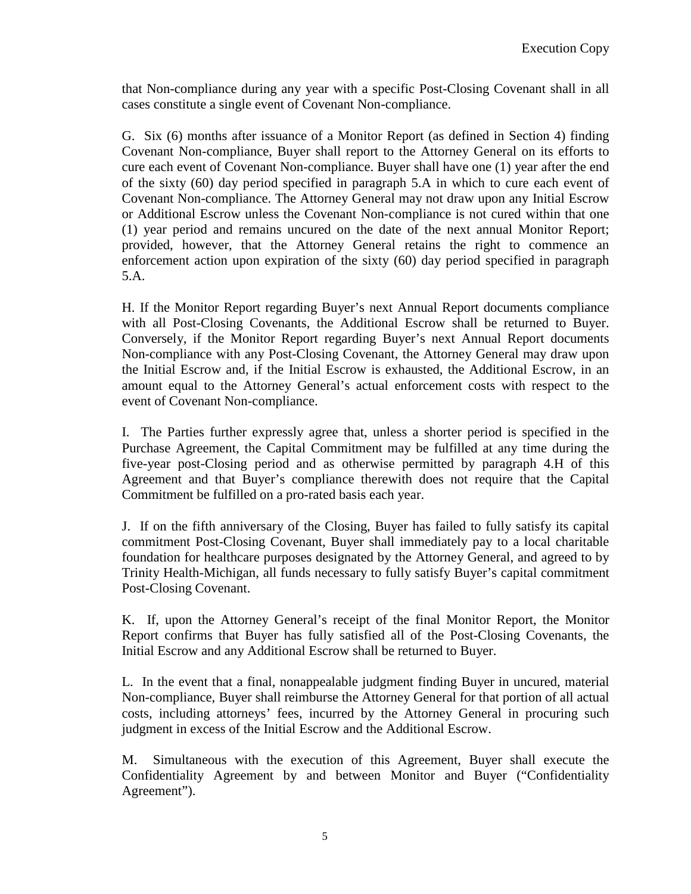that Non-compliance during any year with a specific Post-Closing Covenant shall in all cases constitute a single event of Covenant Non-compliance.

G. Six (6) months after issuance of a Monitor Report (as defined in Section 4) finding Covenant Non-compliance, Buyer shall report to the Attorney General on its efforts to cure each event of Covenant Non-compliance. Buyer shall have one (1) year after the end of the sixty (60) day period specified in paragraph 5.A in which to cure each event of Covenant Non-compliance. The Attorney General may not draw upon any Initial Escrow or Additional Escrow unless the Covenant Non-compliance is not cured within that one (1) year period and remains uncured on the date of the next annual Monitor Report; provided, however, that the Attorney General retains the right to commence an enforcement action upon expiration of the sixty (60) day period specified in paragraph 5.A.

H. If the Monitor Report regarding Buyer's next Annual Report documents compliance with all Post-Closing Covenants, the Additional Escrow shall be returned to Buyer. Conversely, if the Monitor Report regarding Buyer's next Annual Report documents Non-compliance with any Post-Closing Covenant, the Attorney General may draw upon the Initial Escrow and, if the Initial Escrow is exhausted, the Additional Escrow, in an amount equal to the Attorney General's actual enforcement costs with respect to the event of Covenant Non-compliance.

I. The Parties further expressly agree that, unless a shorter period is specified in the Purchase Agreement, the Capital Commitment may be fulfilled at any time during the five-year post-Closing period and as otherwise permitted by paragraph 4.H of this Agreement and that Buyer's compliance therewith does not require that the Capital Commitment be fulfilled on a pro-rated basis each year.

J. If on the fifth anniversary of the Closing, Buyer has failed to fully satisfy its capital commitment Post-Closing Covenant, Buyer shall immediately pay to a local charitable foundation for healthcare purposes designated by the Attorney General, and agreed to by Trinity Health-Michigan, all funds necessary to fully satisfy Buyer's capital commitment Post-Closing Covenant.

K. If, upon the Attorney General's receipt of the final Monitor Report, the Monitor Report confirms that Buyer has fully satisfied all of the Post-Closing Covenants, the Initial Escrow and any Additional Escrow shall be returned to Buyer.

L. In the event that a final, nonappealable judgment finding Buyer in uncured, material Non-compliance, Buyer shall reimburse the Attorney General for that portion of all actual costs, including attorneys' fees, incurred by the Attorney General in procuring such judgment in excess of the Initial Escrow and the Additional Escrow.

M. Simultaneous with the execution of this Agreement, Buyer shall execute the Confidentiality Agreement by and between Monitor and Buyer ("Confidentiality Agreement").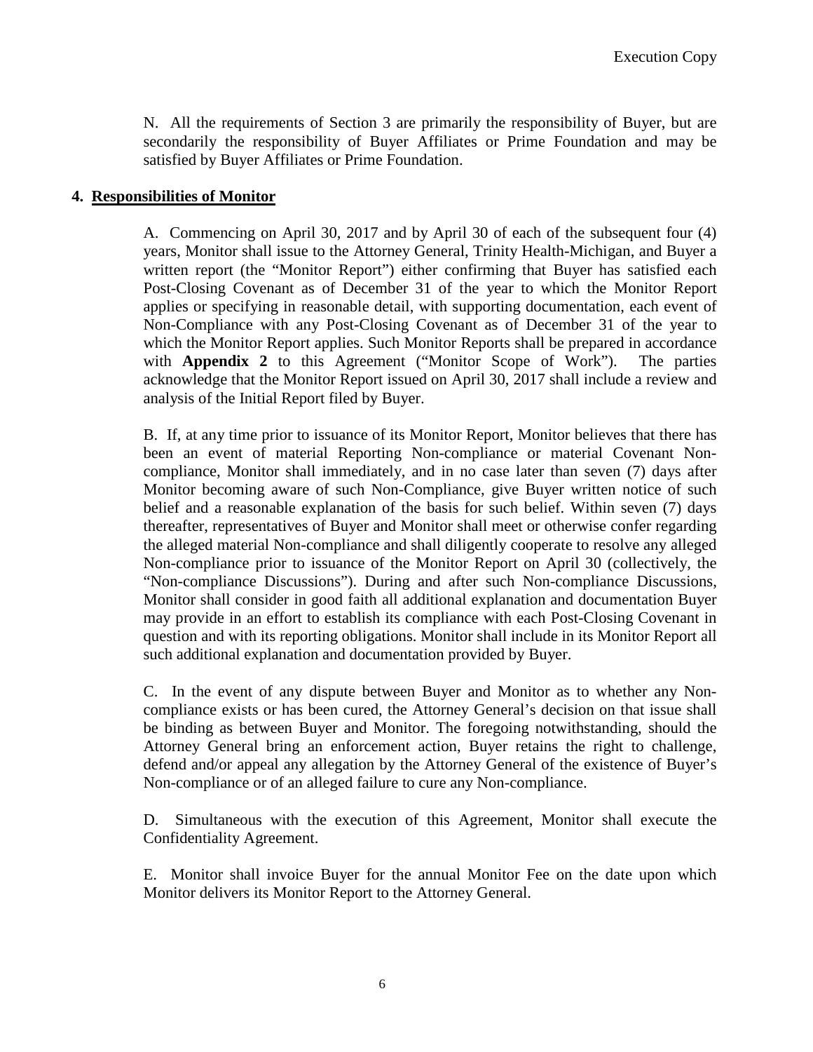N. All the requirements of Section 3 are primarily the responsibility of Buyer, but are secondarily the responsibility of Buyer Affiliates or Prime Foundation and may be satisfied by Buyer Affiliates or Prime Foundation.

## 4. Responsibilities of Monitor

A. Commencing on April 30, 2017 and by April 30 of each of the subsequent four (4) years, Monitor shall issue to the Attorney General, Trinity Health-Michigan, and Buyer a written report (the "Monitor Report") either confirming that Buyer has satisfied each Post-Closing Covenant as of December 31 of the year to which the Monitor Report applies or specifying in reasonable detail, with supporting documentation, each event of Non-Compliance with any Post-Closing Covenant as of December 31 of the year to which the Monitor Report applies. Such Monitor Reports shall be prepared in accordance with **Appendix 2** to this Agreement ("Monitor Scope of Work"). The parties acknowledge that the Monitor Report issued on April 30, 2017 shall include a review and analysis of the Initial Report filed by Buyer.

B. If, at any time prior to issuance of its Monitor Report, Monitor believes that there has been an event of material Reporting Non-compliance or material Covenant Non-compliance, Monitor shall immediately, and in no case later than seven (7) days after Monitor becoming aware of such Non-Compliance, give Buyer written notice of such belief and a reasonable explanation of the basis for such belief. Within seven (7) days thereafter, representatives of Buyer and Monitor shall meet or otherwise confer regarding the alleged material Non-compliance and shall diligently cooperate to resolve any alleged Non-compliance prior to issuance of the Monitor Report on April 30 (collectively, the "Non-compliance Discussions"). During and after such Non-compliance Discussions, Monitor shall consider in good faith all additional explanation and documentation Buyer may provide in an effort to establish its compliance with each Post-Closing Covenant in question and with its reporting obligations. Monitor shall include in its Monitor Report all such additional explanation and documentation provided by Buyer.

C. In the event of any dispute between Buyer and Monitor as to whether any Non-compliance exists or has been cured, the Attorney General's decision on that issue shall be binding as between Buyer and Monitor. The foregoing notwithstanding, should the Attorney General bring an enforcement action, Buyer retains the right to challenge, defend and/or appeal any allegation by the Attorney General of the existence of Buyer's Non-compliance or of an alleged failure to cure any Non-compliance.

D. Simultaneous with the execution of this Agreement, Monitor shall execute the Confidentiality Agreement.

E. Monitor shall invoice Buyer for the annual Monitor Fee on the date upon which Monitor delivers its Monitor Report to the Attorney General.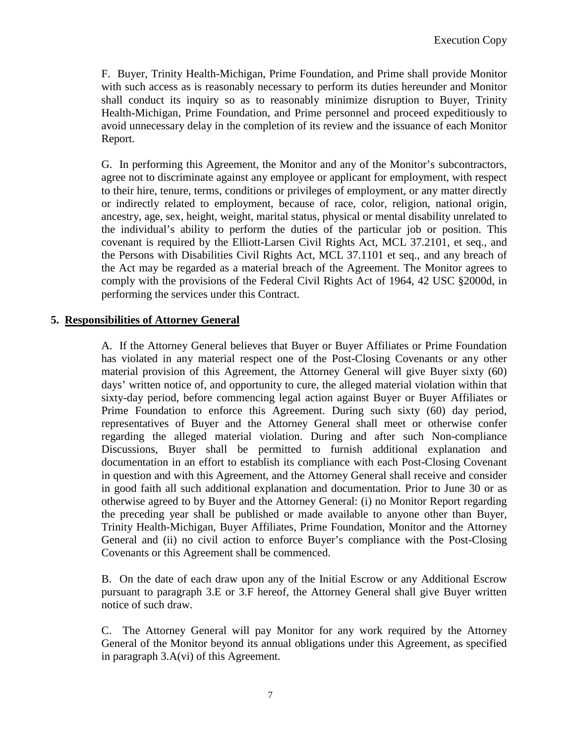F. Buyer, Trinity Health-Michigan, Prime Foundation, and Prime shall provide Monitor with such access as is reasonably necessary to perform its duties hereunder and Monitor shall conduct its inquiry so as to reasonably minimize disruption to Buyer, Trinity Health-Michigan, Prime Foundation, and Prime personnel and proceed expeditiously to avoid unnecessary delay in the completion of its review and the issuance of each Monitor Report.

G. In performing this Agreement, the Monitor and any of the Monitor's subcontractors, agree not to discriminate against any employee or applicant for employment, with respect to their hire, tenure, terms, conditions or privileges of employment, or any matter directly or indirectly related to employment, because of race, color, religion, national origin, ancestry, age, sex, height, weight, marital status, physical or mental disability unrelated to the individual's ability to perform the duties of the particular job or position. This covenant is required by the Elliott-Larsen Civil Rights Act, MCL 37.2101, et seq., and the Persons with Disabilities Civil Rights Act, MCL 37.1101 et seq., and any breach of the Act may be regarded as a material breach of the Agreement. The Monitor agrees to comply with the provisions of the Federal Civil Rights Act of 1964, 42 USC §2000d, in performing the services under this Contract.

## 5. Responsibilities of Attorney General

A. If the Attorney General believes that Buyer or Buyer Affiliates or Prime Foundation has violated in any material respect one of the Post-Closing Covenants or any other material provision of this Agreement, the Attorney General will give Buyer sixty (60) days' written notice of, and opportunity to cure, the alleged material violation within that sixty-day period, before commencing legal action against Buyer or Buyer Affiliates or Prime Foundation to enforce this Agreement. During such sixty (60) day period, representatives of Buyer and the Attorney General shall meet or otherwise confer regarding the alleged material violation. During and after such Non-compliance Discussions, Buyer shall be permitted to furnish additional explanation and documentation in an effort to establish its compliance with each Post-Closing Covenant in question and with this Agreement, and the Attorney General shall receive and consider in good faith all such additional explanation and documentation. Prior to June 30 or as otherwise agreed to by Buyer and the Attorney General: (i) no Monitor Report regarding the preceding year shall be published or made available to anyone other than Buyer, Trinity Health-Michigan, Buyer Affiliates, Prime Foundation, Monitor and the Attorney General and (ii) no civil action to enforce Buyer's compliance with the Post-Closing Covenants or this Agreement shall be commenced.

B. On the date of each draw upon any of the Initial Escrow or any Additional Escrow pursuant to paragraph 3.E or 3.F hereof, the Attorney General shall give Buyer written notice of such draw.

C. The Attorney General will pay Monitor for any work required by the Attorney General of the Monitor beyond its annual obligations under this Agreement, as specified in paragraph 3.A(vi) of this Agreement.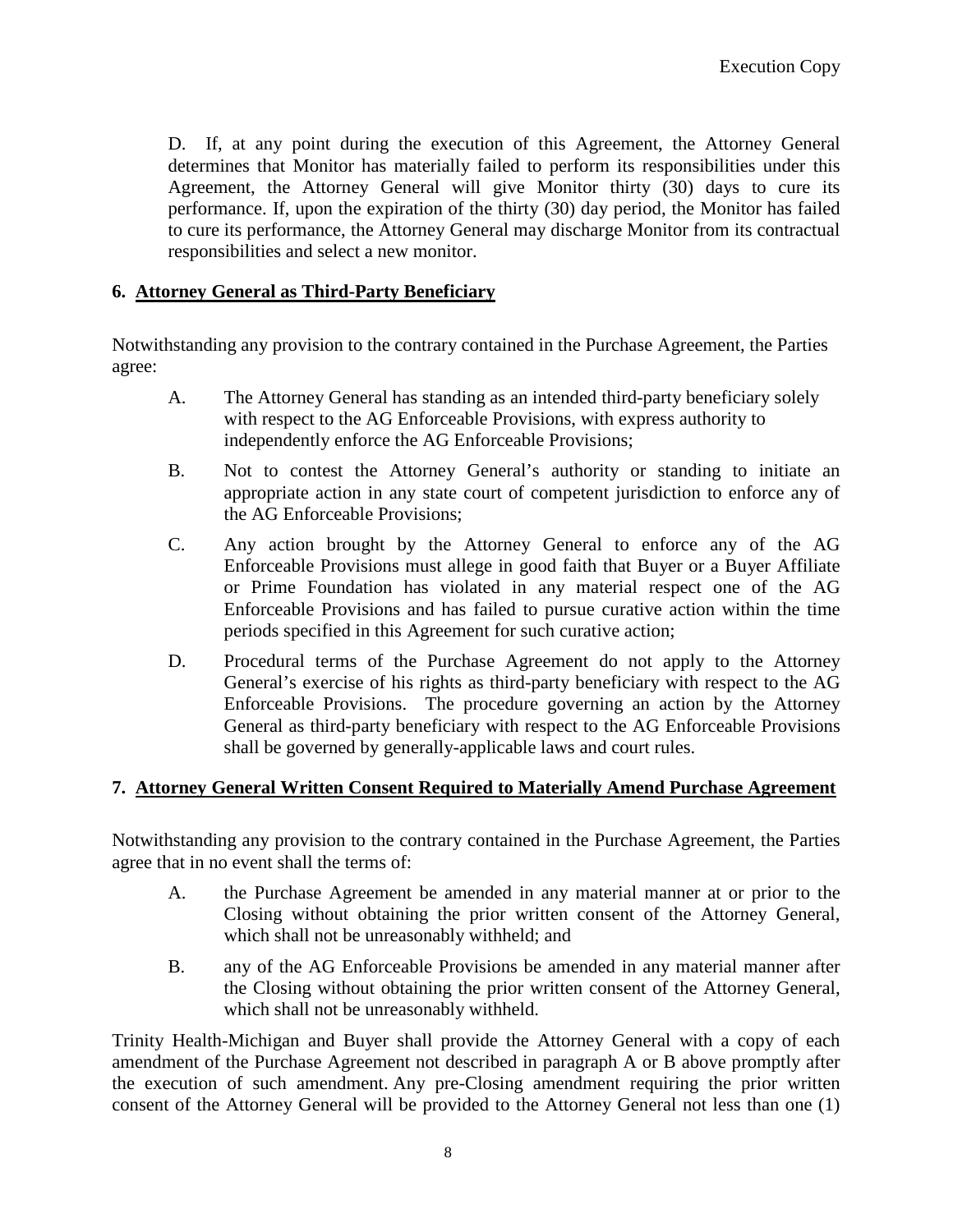D. If, at any point during the execution of this Agreement, the Attorney General determines that Monitor has materially failed to perform its responsibilities under this Agreement, the Attorney General will give Monitor thirty (30) days to cure its performance. If, upon the expiration of the thirty (30) day period, the Monitor has failed to cure its performance, the Attorney General may discharge Monitor from its contractual responsibilities and select a new monitor.

## 6. Attorney General as Third-Party Beneficiary

Notwithstanding any provision to the contrary contained in the Purchase Agreement, the Parties agree:

A. The Attorney General has standing as an intended third-party beneficiary solely with respect to the AG Enforceable Provisions, with express authority to independently enforce the AG Enforceable Provisions;

B. Not to contest the Attorney General's authority or standing to initiate an appropriate action in any state court of competent jurisdiction to enforce any of the AG Enforceable Provisions;

C. Any action brought by the Attorney General to enforce any of the AG Enforceable Provisions must allege in good faith that Buyer or a Buyer Affiliate or Prime Foundation has violated in any material respect one of the AG Enforceable Provisions and has failed to pursue curative action within the time periods specified in this Agreement for such curative action;

D. Procedural terms of the Purchase Agreement do not apply to the Attorney General's exercise of his rights as third-party beneficiary with respect to the AG Enforceable Provisions. The procedure governing an action by the Attorney General as third-party beneficiary with respect to the AG Enforceable Provisions shall be governed by generally-applicable laws and court rules.

## 7. Attorney General Written Consent Required to Materially Amend Purchase Agreement

Notwithstanding any provision to the contrary contained in the Purchase Agreement, the Parties agree that in no event shall the terms of:

A. the Purchase Agreement be amended in any material manner at or prior to the Closing without obtaining the prior written consent of the Attorney General, which shall not be unreasonably withheld; and

B. any of the AG Enforceable Provisions be amended in any material manner after the Closing without obtaining the prior written consent of the Attorney General, which shall not be unreasonably withheld.

Trinity Health-Michigan and Buyer shall provide the Attorney General with a copy of each amendment of the Purchase Agreement not described in paragraph A or B above promptly after the execution of such amendment. Any pre-Closing amendment requiring the prior written consent of the Attorney General will be provided to the Attorney General not less than one (1)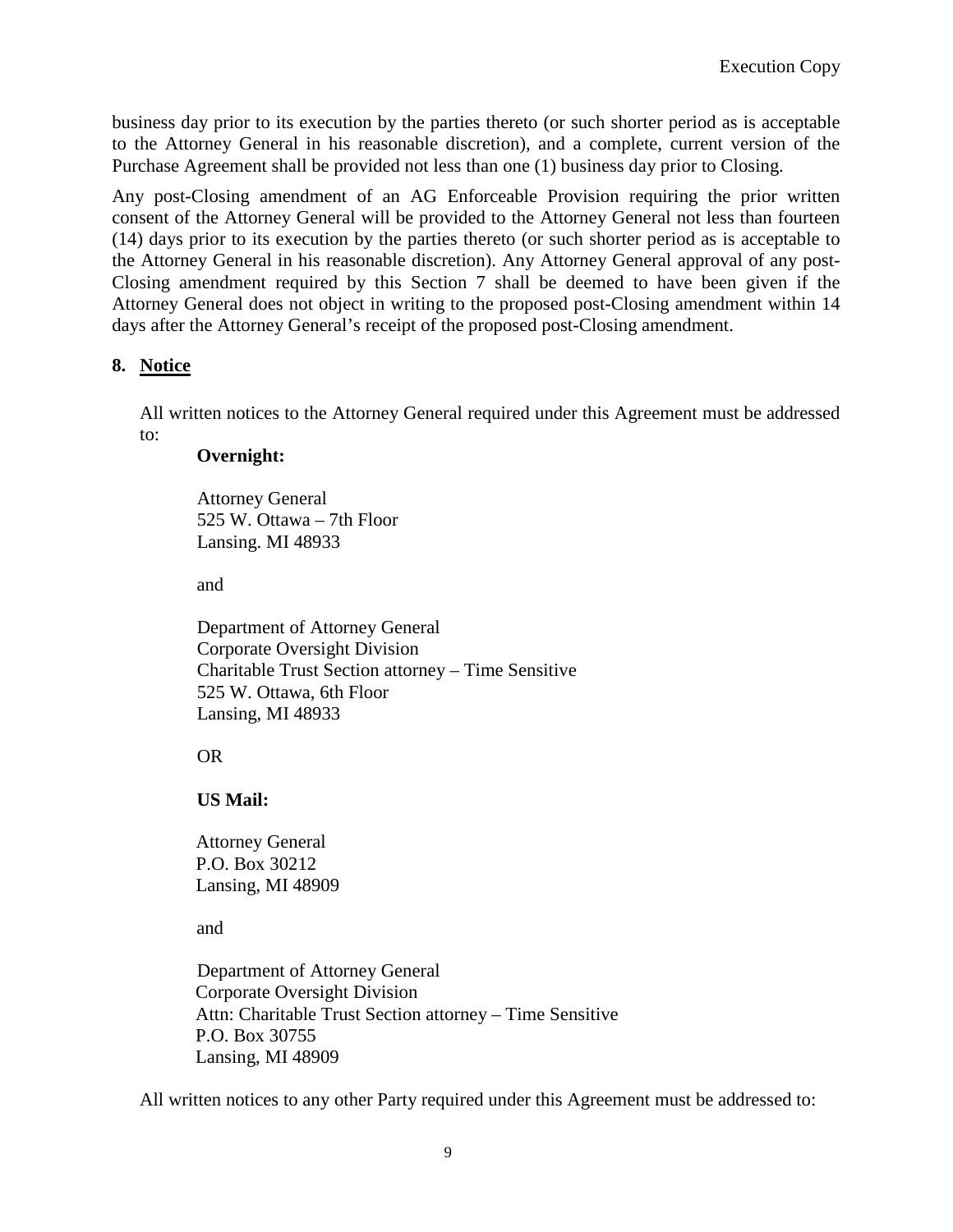business day prior to its execution by the parties thereto (or such shorter period as is acceptable to the Attorney General in his reasonable discretion), and a complete, current version of the Purchase Agreement shall be provided not less than one (1) business day prior to Closing.

Any post-Closing amendment of an AG Enforceable Provision requiring the prior written consent of the Attorney General will be provided to the Attorney General not less than fourteen (14) days prior to its execution by the parties thereto (or such shorter period as is acceptable to the Attorney General in his reasonable discretion). Any Attorney General approval of any post-Closing amendment required by this Section 7 shall be deemed to have been given if the Attorney General does not object in writing to the proposed post-Closing amendment within 14 days after the Attorney General's receipt of the proposed post-Closing amendment.

## 8. Notice

All written notices to the Attorney General required under this Agreement must be addressed to:

**Overnight:**

Attorney General
525 W. Ottawa – 7th Floor
Lansing. MI 48933

and

Department of Attorney General
Corporate Oversight Division
Charitable Trust Section attorney – Time Sensitive
525 W. Ottawa, 6th Floor
Lansing, MI 48933

OR

**US Mail:**

Attorney General
P.O. Box 30212
Lansing, MI 48909

and

Department of Attorney General
Corporate Oversight Division
Attn: Charitable Trust Section attorney – Time Sensitive
P.O. Box 30755
Lansing, MI 48909

All written notices to any other Party required under this Agreement must be addressed to: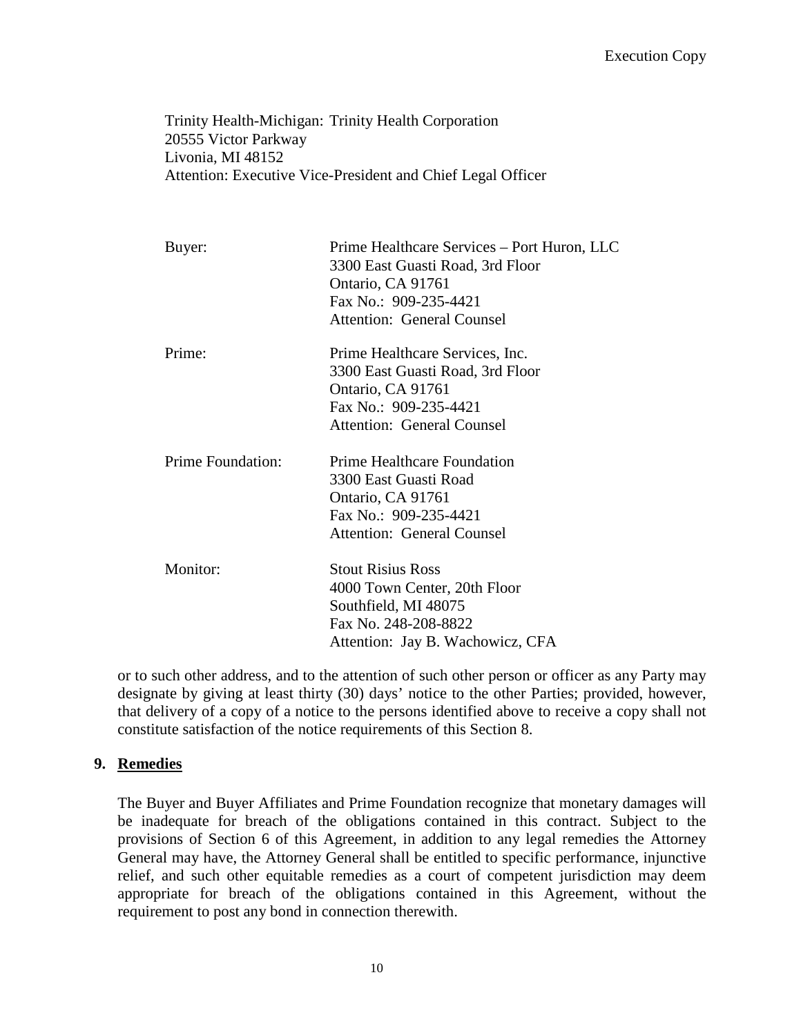Trinity Health-Michigan: Trinity Health Corporation
20555 Victor Parkway
Livonia, MI 48152
Attention: Executive Vice-President and Chief Legal Officer

| | |
|---|---|
| Buyer: | Prime Healthcare Services – Port Huron, LLC<br>3300 East Guasti Road, 3rd Floor<br>Ontario, CA 91761<br>Fax No.: 909-235-4421<br>Attention: General Counsel |
| Prime: | Prime Healthcare Services, Inc.<br>3300 East Guasti Road, 3rd Floor<br>Ontario, CA 91761<br>Fax No.: 909-235-4421<br>Attention: General Counsel |
| Prime Foundation: | Prime Healthcare Foundation<br>3300 East Guasti Road<br>Ontario, CA 91761<br>Fax No.: 909-235-4421<br>Attention: General Counsel |
| Monitor: | Stout Risius Ross<br>4000 Town Center, 20th Floor<br>Southfield, MI 48075<br>Fax No. 248-208-8822<br>Attention: Jay B. Wachowicz, CFA |

or to such other address, and to the attention of such other person or officer as any Party may designate by giving at least thirty (30) days' notice to the other Parties; provided, however, that delivery of a copy of a notice to the persons identified above to receive a copy shall not constitute satisfaction of the notice requirements of this Section 8.

## 9. Remedies

The Buyer and Buyer Affiliates and Prime Foundation recognize that monetary damages will be inadequate for breach of the obligations contained in this contract. Subject to the provisions of Section 6 of this Agreement, in addition to any legal remedies the Attorney General may have, the Attorney General shall be entitled to specific performance, injunctive relief, and such other equitable remedies as a court of competent jurisdiction may deem appropriate for breach of the obligations contained in this Agreement, without the requirement to post any bond in connection therewith.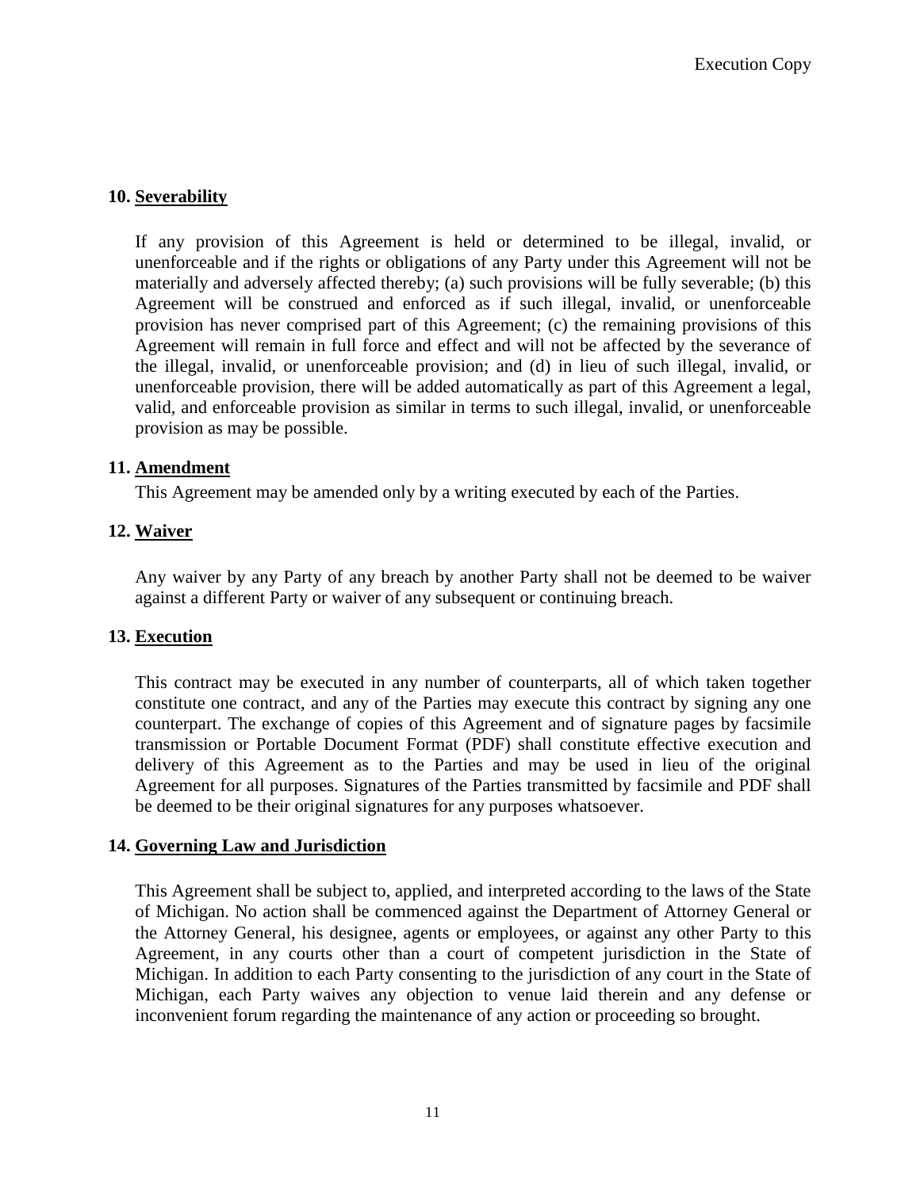## 10. Severability

If any provision of this Agreement is held or determined to be illegal, invalid, or unenforceable and if the rights or obligations of any Party under this Agreement will not be materially and adversely affected thereby; (a) such provisions will be fully severable; (b) this Agreement will be construed and enforced as if such illegal, invalid, or unenforceable provision has never comprised part of this Agreement; (c) the remaining provisions of this Agreement will remain in full force and effect and will not be affected by the severance of the illegal, invalid, or unenforceable provision; and (d) in lieu of such illegal, invalid, or unenforceable provision, there will be added automatically as part of this Agreement a legal, valid, and enforceable provision as similar in terms to such illegal, invalid, or unenforceable provision as may be possible.

## 11. Amendment

This Agreement may be amended only by a writing executed by each of the Parties.

## 12. Waiver

Any waiver by any Party of any breach by another Party shall not be deemed to be waiver against a different Party or waiver of any subsequent or continuing breach.

## 13. Execution

This contract may be executed in any number of counterparts, all of which taken together constitute one contract, and any of the Parties may execute this contract by signing any one counterpart. The exchange of copies of this Agreement and of signature pages by facsimile transmission or Portable Document Format (PDF) shall constitute effective execution and delivery of this Agreement as to the Parties and may be used in lieu of the original Agreement for all purposes. Signatures of the Parties transmitted by facsimile and PDF shall be deemed to be their original signatures for any purposes whatsoever.

## 14. Governing Law and Jurisdiction

This Agreement shall be subject to, applied, and interpreted according to the laws of the State of Michigan. No action shall be commenced against the Department of Attorney General or the Attorney General, his designee, agents or employees, or against any other Party to this Agreement, in any courts other than a court of competent jurisdiction in the State of Michigan. In addition to each Party consenting to the jurisdiction of any court in the State of Michigan, each Party waives any objection to venue laid therein and any defense or inconvenient forum regarding the maintenance of any action or proceeding so brought.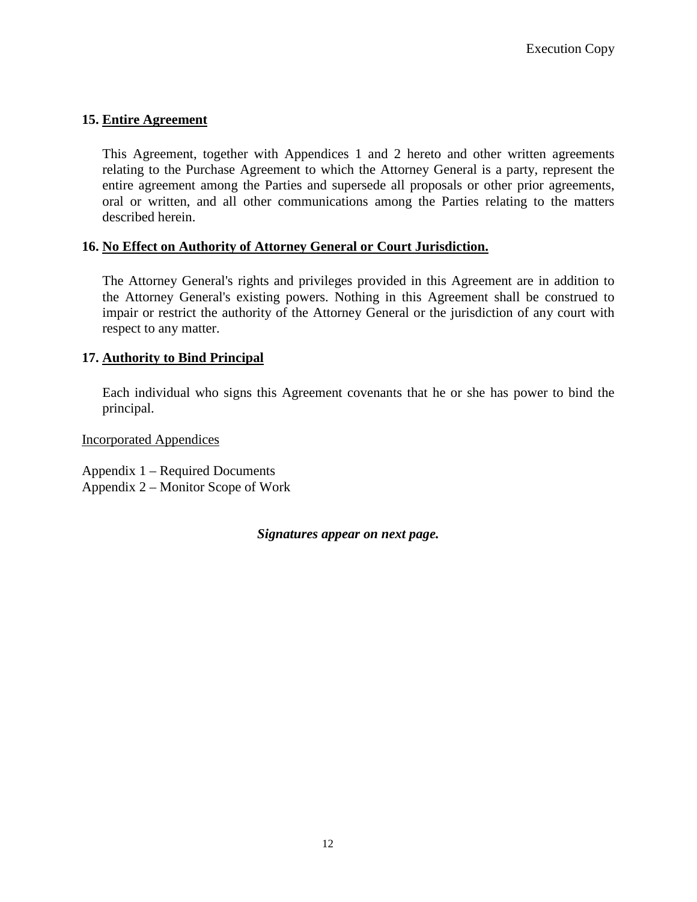### 15. Entire Agreement

This Agreement, together with Appendices 1 and 2 hereto and other written agreements relating to the Purchase Agreement to which the Attorney General is a party, represent the entire agreement among the Parties and supersede all proposals or other prior agreements, oral or written, and all other communications among the Parties relating to the matters described herein.

### 16. No Effect on Authority of Attorney General or Court Jurisdiction.

The Attorney General's rights and privileges provided in this Agreement are in addition to the Attorney General's existing powers. Nothing in this Agreement shall be construed to impair or restrict the authority of the Attorney General or the jurisdiction of any court with respect to any matter.

### 17. Authority to Bind Principal

Each individual who signs this Agreement covenants that he or she has power to bind the principal.

Incorporated Appendices

Appendix 1 – Required Documents
Appendix 2 – Monitor Scope of Work

***Signatures appear on next page.***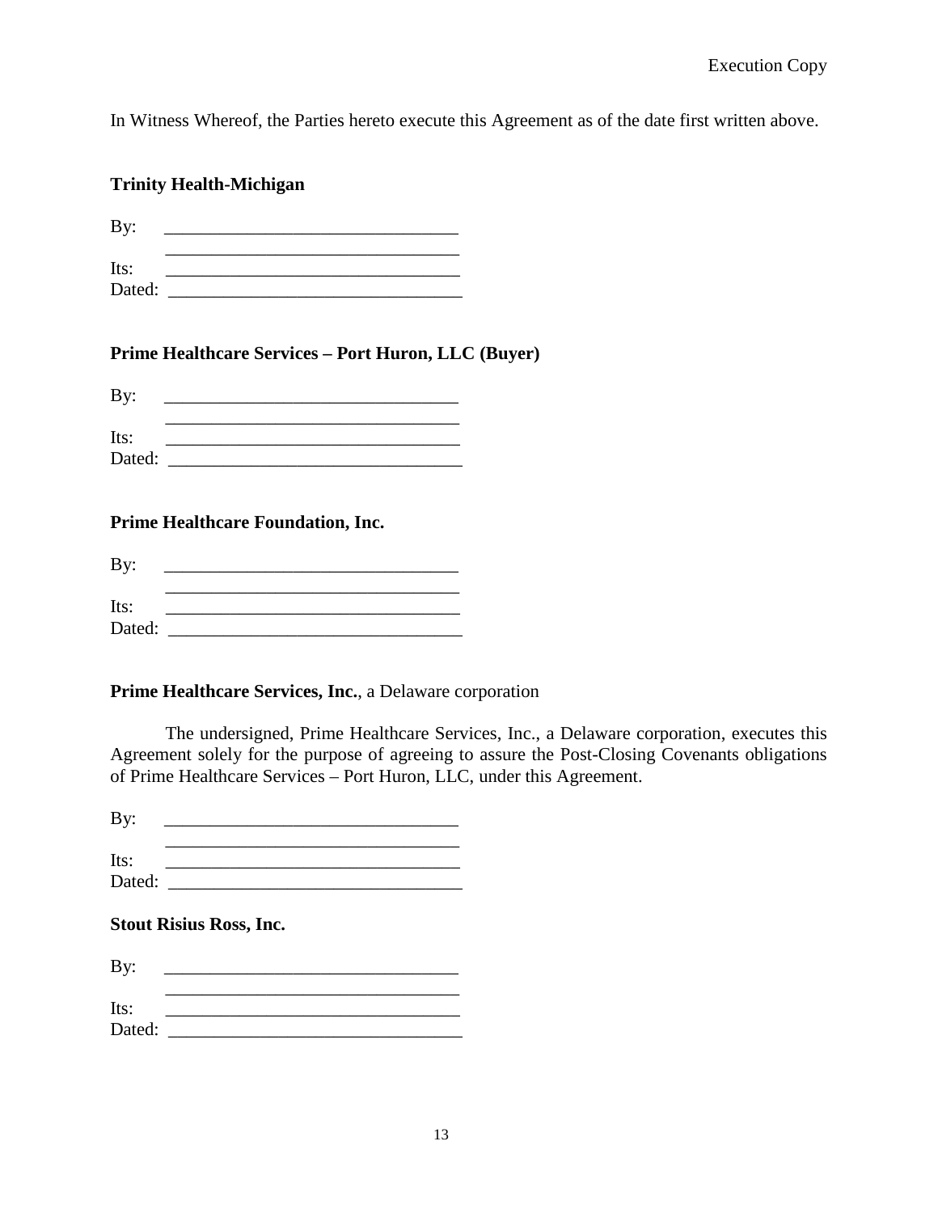In Witness Whereof, the Parties hereto execute this Agreement as of the date first written above.

**Trinity Health-Michigan**

By: ________________________________
       ________________________________
Its: ________________________________
Dated: ________________________________

**Prime Healthcare Services – Port Huron, LLC (Buyer)**

By: ________________________________
       ________________________________
Its: ________________________________
Dated: ________________________________

**Prime Healthcare Foundation, Inc.**

By: ________________________________
       ________________________________
Its: ________________________________
Dated: ________________________________

**Prime Healthcare Services, Inc.**, a Delaware corporation

The undersigned, Prime Healthcare Services, Inc., a Delaware corporation, executes this Agreement solely for the purpose of agreeing to assure the Post-Closing Covenants obligations of Prime Healthcare Services – Port Huron, LLC, under this Agreement.

By: ________________________________
       ________________________________
Its: ________________________________
Dated: ________________________________

**Stout Risius Ross, Inc.**

By: ________________________________
       ________________________________
Its: ________________________________
Dated: ________________________________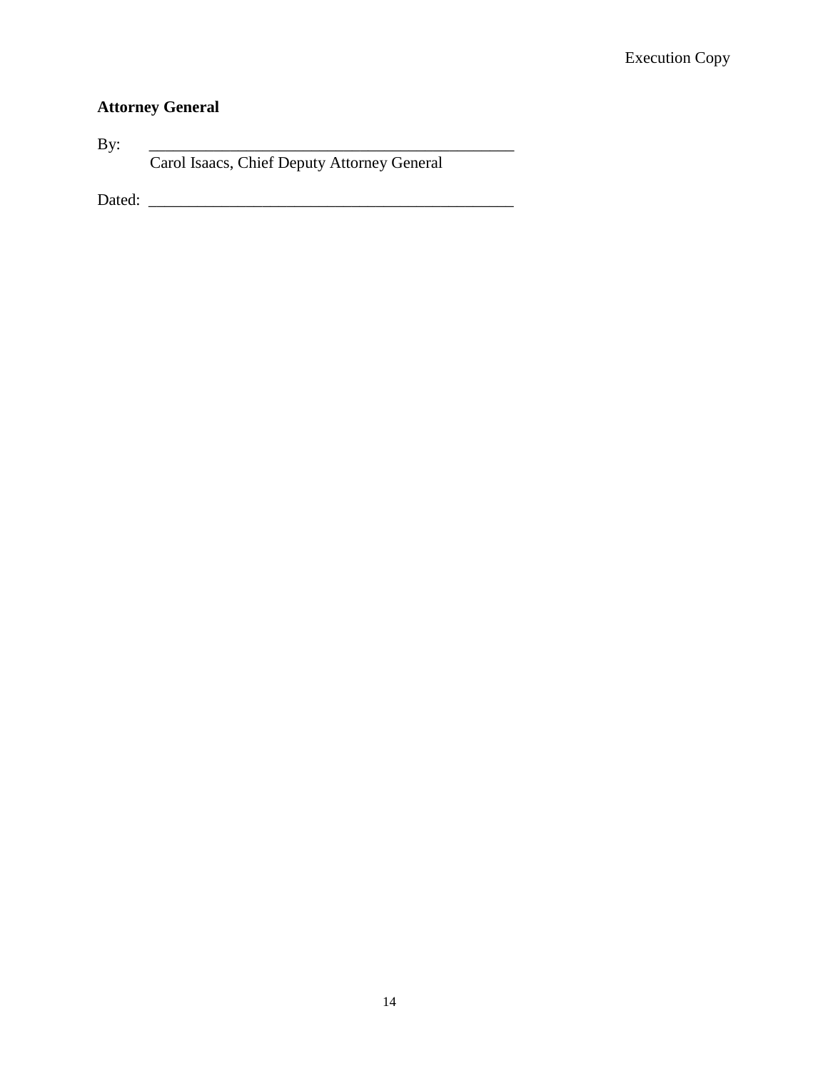**Attorney General**

By: \_\_\_\_\_\_\_\_\_\_\_\_\_\_\_\_\_\_\_\_\_\_\_\_\_\_\_\_\_\_\_\_\_\_\_\_\_\_\_\_\_\_\_\_\_\_\_
Carol Isaacs, Chief Deputy Attorney General

Dated: \_\_\_\_\_\_\_\_\_\_\_\_\_\_\_\_\_\_\_\_\_\_\_\_\_\_\_\_\_\_\_\_\_\_\_\_\_\_\_\_\_\_\_\_\_\_\_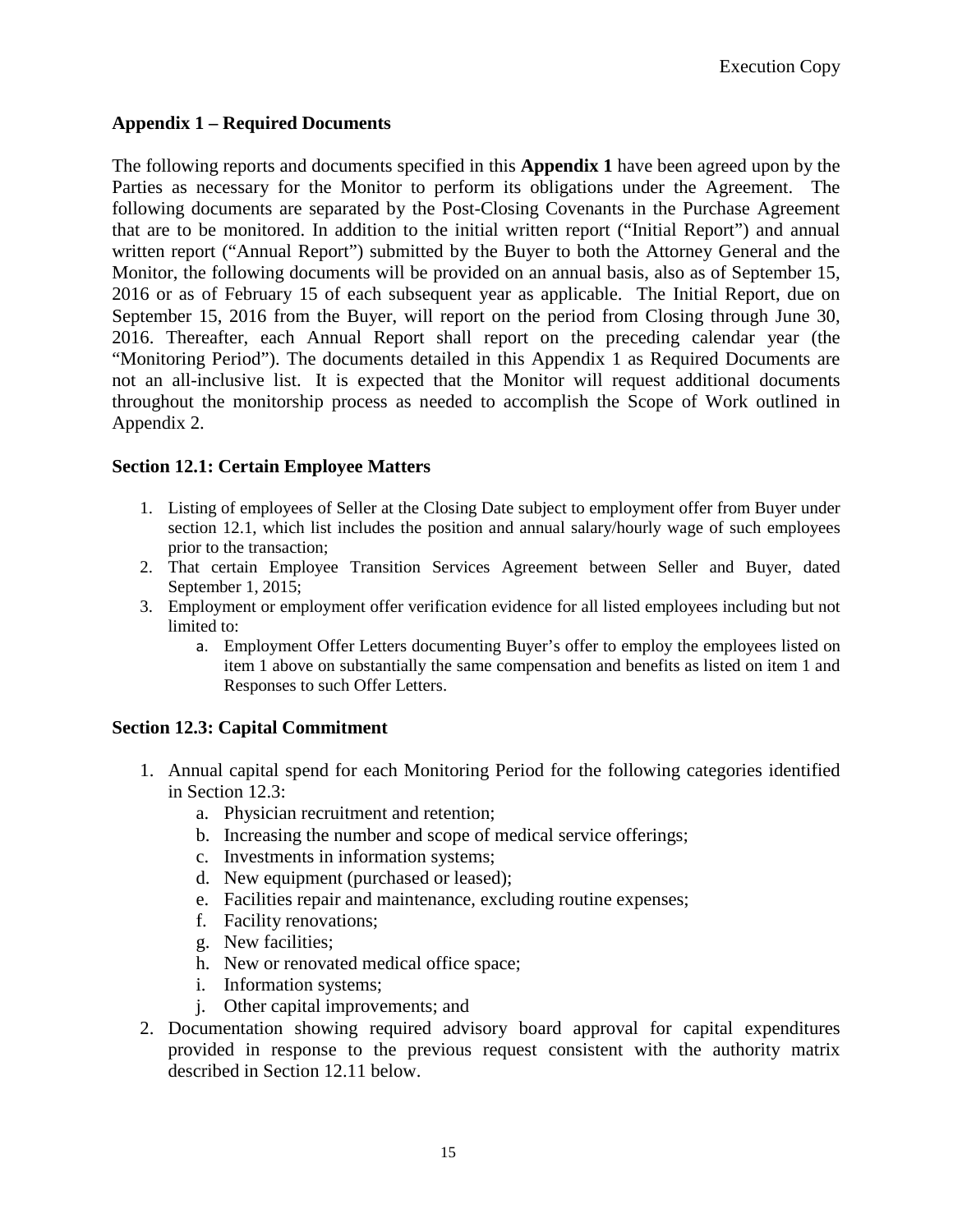## Appendix 1 – Required Documents

The following reports and documents specified in this **Appendix 1** have been agreed upon by the Parties as necessary for the Monitor to perform its obligations under the Agreement. The following documents are separated by the Post-Closing Covenants in the Purchase Agreement that are to be monitored. In addition to the initial written report ("Initial Report") and annual written report ("Annual Report") submitted by the Buyer to both the Attorney General and the Monitor, the following documents will be provided on an annual basis, also as of September 15, 2016 or as of February 15 of each subsequent year as applicable. The Initial Report, due on September 15, 2016 from the Buyer, will report on the period from Closing through June 30, 2016. Thereafter, each Annual Report shall report on the preceding calendar year (the "Monitoring Period"). The documents detailed in this Appendix 1 as Required Documents are not an all-inclusive list. It is expected that the Monitor will request additional documents throughout the monitorship process as needed to accomplish the Scope of Work outlined in Appendix 2.

### Section 12.1: Certain Employee Matters

1. Listing of employees of Seller at the Closing Date subject to employment offer from Buyer under section 12.1, which list includes the position and annual salary/hourly wage of such employees prior to the transaction;
2. That certain Employee Transition Services Agreement between Seller and Buyer, dated September 1, 2015;
3. Employment or employment offer verification evidence for all listed employees including but not limited to:
   a. Employment Offer Letters documenting Buyer's offer to employ the employees listed on item 1 above on substantially the same compensation and benefits as listed on item 1 and Responses to such Offer Letters.

### Section 12.3: Capital Commitment

1. Annual capital spend for each Monitoring Period for the following categories identified in Section 12.3:
   a. Physician recruitment and retention;
   b. Increasing the number and scope of medical service offerings;
   c. Investments in information systems;
   d. New equipment (purchased or leased);
   e. Facilities repair and maintenance, excluding routine expenses;
   f. Facility renovations;
   g. New facilities;
   h. New or renovated medical office space;
   i. Information systems;
   j. Other capital improvements; and
2. Documentation showing required advisory board approval for capital expenditures provided in response to the previous request consistent with the authority matrix described in Section 12.11 below.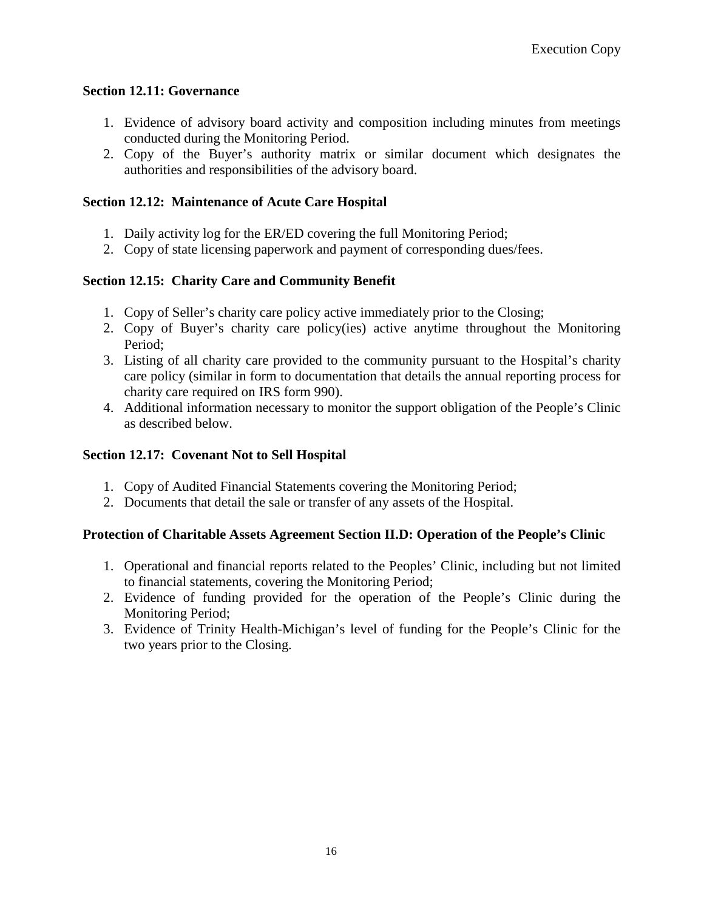**Section 12.11: Governance**

1. Evidence of advisory board activity and composition including minutes from meetings conducted during the Monitoring Period.
2. Copy of the Buyer's authority matrix or similar document which designates the authorities and responsibilities of the advisory board.

**Section 12.12: Maintenance of Acute Care Hospital**

1. Daily activity log for the ER/ED covering the full Monitoring Period;
2. Copy of state licensing paperwork and payment of corresponding dues/fees.

**Section 12.15: Charity Care and Community Benefit**

1. Copy of Seller's charity care policy active immediately prior to the Closing;
2. Copy of Buyer's charity care policy(ies) active anytime throughout the Monitoring Period;
3. Listing of all charity care provided to the community pursuant to the Hospital's charity care policy (similar in form to documentation that details the annual reporting process for charity care required on IRS form 990).
4. Additional information necessary to monitor the support obligation of the People's Clinic as described below.

**Section 12.17: Covenant Not to Sell Hospital**

1. Copy of Audited Financial Statements covering the Monitoring Period;
2. Documents that detail the sale or transfer of any assets of the Hospital.

**Protection of Charitable Assets Agreement Section II.D: Operation of the People's Clinic**

1. Operational and financial reports related to the Peoples' Clinic, including but not limited to financial statements, covering the Monitoring Period;
2. Evidence of funding provided for the operation of the People's Clinic during the Monitoring Period;
3. Evidence of Trinity Health-Michigan's level of funding for the People's Clinic for the two years prior to the Closing.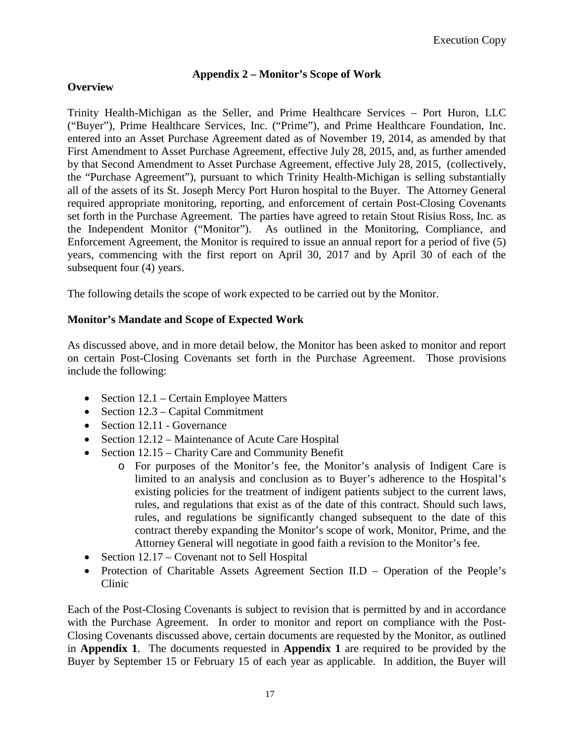## Appendix 2 – Monitor's Scope of Work

### Overview

Trinity Health-Michigan as the Seller, and Prime Healthcare Services – Port Huron, LLC ("Buyer"), Prime Healthcare Services, Inc. ("Prime"), and Prime Healthcare Foundation, Inc. entered into an Asset Purchase Agreement dated as of November 19, 2014, as amended by that First Amendment to Asset Purchase Agreement, effective July 28, 2015, and, as further amended by that Second Amendment to Asset Purchase Agreement, effective July 28, 2015, (collectively, the "Purchase Agreement"), pursuant to which Trinity Health-Michigan is selling substantially all of the assets of its St. Joseph Mercy Port Huron hospital to the Buyer. The Attorney General required appropriate monitoring, reporting, and enforcement of certain Post-Closing Covenants set forth in the Purchase Agreement. The parties have agreed to retain Stout Risius Ross, Inc. as the Independent Monitor ("Monitor"). As outlined in the Monitoring, Compliance, and Enforcement Agreement, the Monitor is required to issue an annual report for a period of five (5) years, commencing with the first report on April 30, 2017 and by April 30 of each of the subsequent four (4) years.

The following details the scope of work expected to be carried out by the Monitor.

### Monitor's Mandate and Scope of Expected Work

As discussed above, and in more detail below, the Monitor has been asked to monitor and report on certain Post-Closing Covenants set forth in the Purchase Agreement. Those provisions include the following:

- Section 12.1 – Certain Employee Matters
- Section 12.3 – Capital Commitment
- Section 12.11 - Governance
- Section 12.12 – Maintenance of Acute Care Hospital
- Section 12.15 – Charity Care and Community Benefit
    - For purposes of the Monitor's fee, the Monitor's analysis of Indigent Care is limited to an analysis and conclusion as to Buyer's adherence to the Hospital's existing policies for the treatment of indigent patients subject to the current laws, rules, and regulations that exist as of the date of this contract. Should such laws, rules, and regulations be significantly changed subsequent to the date of this contract thereby expanding the Monitor's scope of work, Monitor, Prime, and the Attorney General will negotiate in good faith a revision to the Monitor's fee.
- Section 12.17 – Covenant not to Sell Hospital
- Protection of Charitable Assets Agreement Section II.D – Operation of the People's Clinic

Each of the Post-Closing Covenants is subject to revision that is permitted by and in accordance with the Purchase Agreement. In order to monitor and report on compliance with the Post-Closing Covenants discussed above, certain documents are requested by the Monitor, as outlined in **Appendix 1**. The documents requested in **Appendix 1** are required to be provided by the Buyer by September 15 or February 15 of each year as applicable. In addition, the Buyer will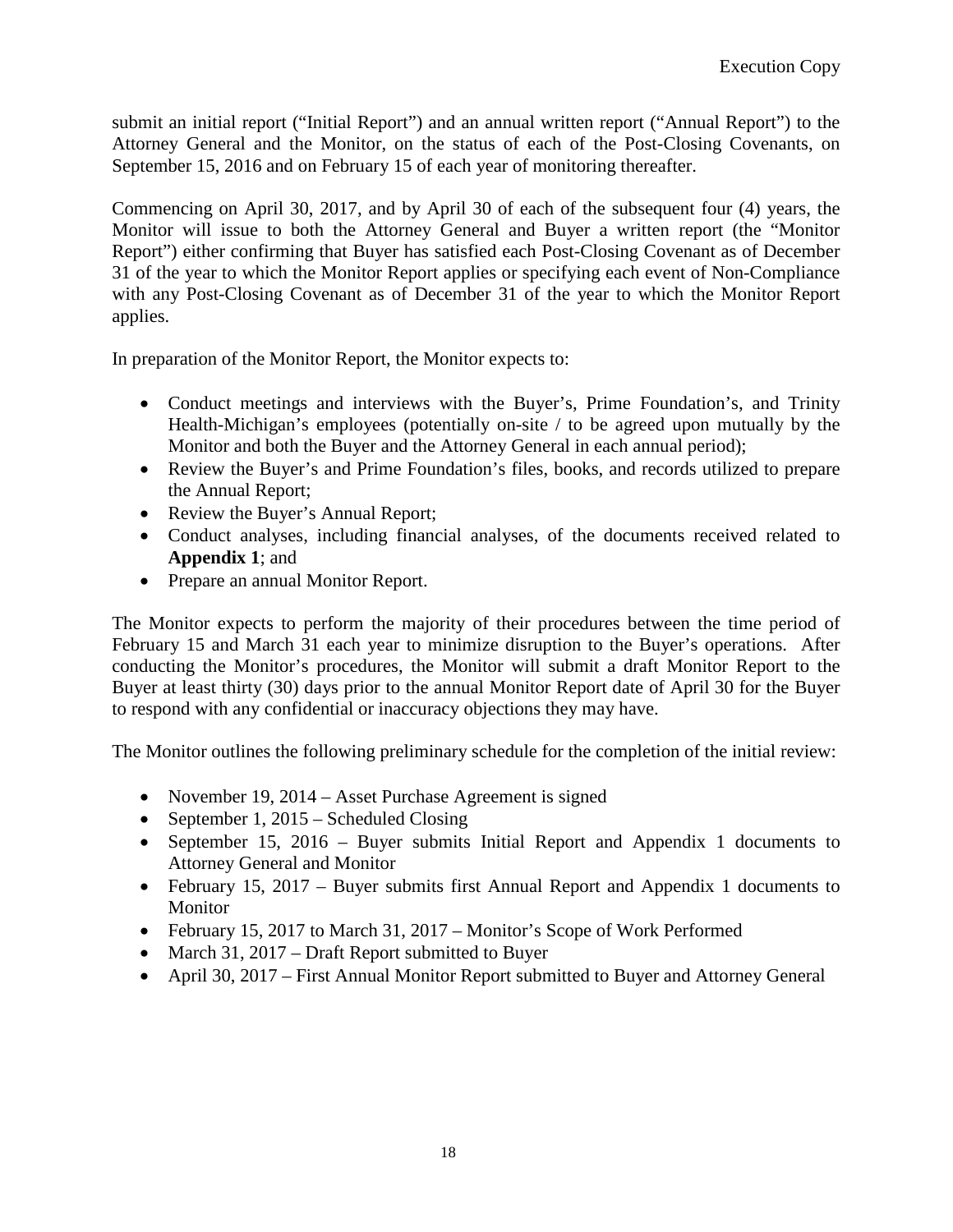submit an initial report ("Initial Report") and an annual written report ("Annual Report") to the Attorney General and the Monitor, on the status of each of the Post-Closing Covenants, on September 15, 2016 and on February 15 of each year of monitoring thereafter.

Commencing on April 30, 2017, and by April 30 of each of the subsequent four (4) years, the Monitor will issue to both the Attorney General and Buyer a written report (the "Monitor Report") either confirming that Buyer has satisfied each Post-Closing Covenant as of December 31 of the year to which the Monitor Report applies or specifying each event of Non-Compliance with any Post-Closing Covenant as of December 31 of the year to which the Monitor Report applies.

In preparation of the Monitor Report, the Monitor expects to:

- Conduct meetings and interviews with the Buyer's, Prime Foundation's, and Trinity Health-Michigan's employees (potentially on-site / to be agreed upon mutually by the Monitor and both the Buyer and the Attorney General in each annual period);
- Review the Buyer's and Prime Foundation's files, books, and records utilized to prepare the Annual Report;
- Review the Buyer's Annual Report;
- Conduct analyses, including financial analyses, of the documents received related to **Appendix 1**; and
- Prepare an annual Monitor Report.

The Monitor expects to perform the majority of their procedures between the time period of February 15 and March 31 each year to minimize disruption to the Buyer's operations. After conducting the Monitor's procedures, the Monitor will submit a draft Monitor Report to the Buyer at least thirty (30) days prior to the annual Monitor Report date of April 30 for the Buyer to respond with any confidential or inaccuracy objections they may have.

The Monitor outlines the following preliminary schedule for the completion of the initial review:

- November 19, 2014 – Asset Purchase Agreement is signed
- September 1, 2015 – Scheduled Closing
- September 15, 2016 – Buyer submits Initial Report and Appendix 1 documents to Attorney General and Monitor
- February 15, 2017 – Buyer submits first Annual Report and Appendix 1 documents to Monitor
- February 15, 2017 to March 31, 2017 – Monitor's Scope of Work Performed
- March 31, 2017 – Draft Report submitted to Buyer
- April 30, 2017 – First Annual Monitor Report submitted to Buyer and Attorney General